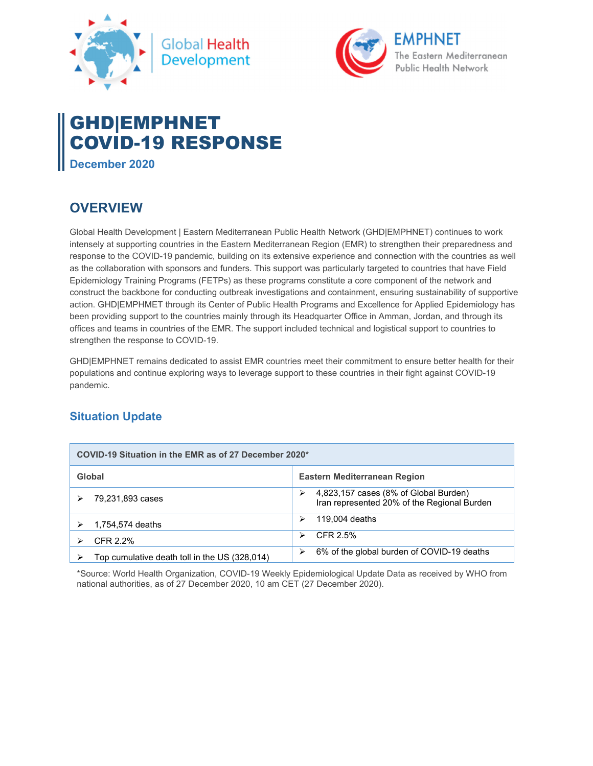# GHD|EMPHNET COVID-19 RESPONSE

**December 2020**

## OVERVIEW

Global Health Development | Eastern Mediterranean Public Health Network (GHD|EMPHNET) continues to work intensely at supporting countries in the Eastern Mediterranean Region (EMR) to strengthen their preparedness and response to the COVID-19 pandemic, building on its extensive experience and connection with the countries as well as the collaboration with sponsors and funders. This support was particularly targeted to countries that have Field Epidemiology Training Programs (FETPs) as these programs constitute a core component of the network and construct the backbone for conducting outbreak investigations and containment, ensuring sustainability of supportive action. GHD|EMPHMET through its Center of Public Health Programs and Excellence for Applied Epidemiology has been providing support to the countries mainly through its Headquarter Office in Amman, Jordan, and through its offices and teams in countries of the EMR. The support included technical and logistical support to countries to strengthen the response to COVID-19.

GHD|EMPHNET remains dedicated to assist EMR countries meet their commitment to ensure better health for their populations and continue exploring ways to leverage support to these countries in their fight against COVID-19 pandemic.

### Situation Update

| COVID-19 Situation in the EMR as of 27 December 2020* | |
|---|---|
| **Global** | **Eastern Mediterranean Region** |
| ➢ 79,231,893 cases | ➢ 4,823,157 cases (8% of Global Burden) Iran represented 20% of the Regional Burden |
| ➢ 1,754,574 deaths | ➢ 119,004 deaths |
| ➢ CFR 2.2% | ➢ CFR 2.5% |
| ➢ Top cumulative death toll in the US (328,014) | ➢ 6% of the global burden of COVID-19 deaths |

*Source: World Health Organization, COVID-19 Weekly Epidemiological Update Data as received by WHO from national authorities, as of 27 December 2020, 10 am CET (27 December 2020).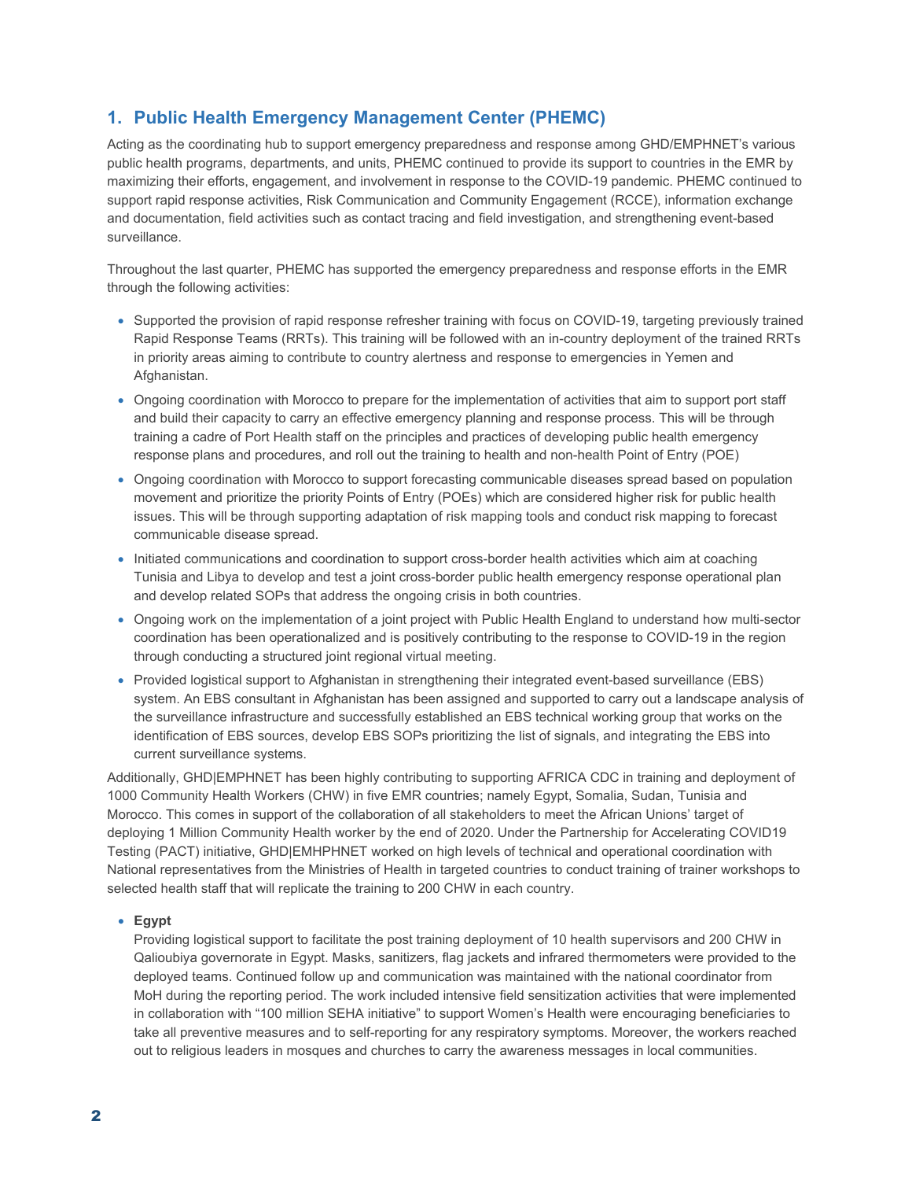## 1. Public Health Emergency Management Center (PHEMC)

Acting as the coordinating hub to support emergency preparedness and response among GHD/EMPHNET's various public health programs, departments, and units, PHEMC continued to provide its support to countries in the EMR by maximizing their efforts, engagement, and involvement in response to the COVID-19 pandemic. PHEMC continued to support rapid response activities, Risk Communication and Community Engagement (RCCE), information exchange and documentation, field activities such as contact tracing and field investigation, and strengthening event-based surveillance.

Throughout the last quarter, PHEMC has supported the emergency preparedness and response efforts in the EMR through the following activities:

- Supported the provision of rapid response refresher training with focus on COVID-19, targeting previously trained Rapid Response Teams (RRTs). This training will be followed with an in-country deployment of the trained RRTs in priority areas aiming to contribute to country alertness and response to emergencies in Yemen and Afghanistan.
- Ongoing coordination with Morocco to prepare for the implementation of activities that aim to support port staff and build their capacity to carry an effective emergency planning and response process. This will be through training a cadre of Port Health staff on the principles and practices of developing public health emergency response plans and procedures, and roll out the training to health and non-health Point of Entry (POE)
- Ongoing coordination with Morocco to support forecasting communicable diseases spread based on population movement and prioritize the priority Points of Entry (POEs) which are considered higher risk for public health issues. This will be through supporting adaptation of risk mapping tools and conduct risk mapping to forecast communicable disease spread.
- Initiated communications and coordination to support cross-border health activities which aim at coaching Tunisia and Libya to develop and test a joint cross-border public health emergency response operational plan and develop related SOPs that address the ongoing crisis in both countries.
- Ongoing work on the implementation of a joint project with Public Health England to understand how multi-sector coordination has been operationalized and is positively contributing to the response to COVID-19 in the region through conducting a structured joint regional virtual meeting.
- Provided logistical support to Afghanistan in strengthening their integrated event-based surveillance (EBS) system. An EBS consultant in Afghanistan has been assigned and supported to carry out a landscape analysis of the surveillance infrastructure and successfully established an EBS technical working group that works on the identification of EBS sources, develop EBS SOPs prioritizing the list of signals, and integrating the EBS into current surveillance systems.

Additionally, GHD|EMPHNET has been highly contributing to supporting AFRICA CDC in training and deployment of 1000 Community Health Workers (CHW) in five EMR countries; namely Egypt, Somalia, Sudan, Tunisia and Morocco. This comes in support of the collaboration of all stakeholders to meet the African Unions' target of deploying 1 Million Community Health worker by the end of 2020. Under the Partnership for Accelerating COVID19 Testing (PACT) initiative, GHD|EMHPHNET worked on high levels of technical and operational coordination with National representatives from the Ministries of Health in targeted countries to conduct training of trainer workshops to selected health staff that will replicate the training to 200 CHW in each country.

- **Egypt**
  Providing logistical support to facilitate the post training deployment of 10 health supervisors and 200 CHW in Qalioubiya governorate in Egypt. Masks, sanitizers, flag jackets and infrared thermometers were provided to the deployed teams. Continued follow up and communication was maintained with the national coordinator from MoH during the reporting period. The work included intensive field sensitization activities that were implemented in collaboration with "100 million SEHA initiative" to support Women's Health were encouraging beneficiaries to take all preventive measures and to self-reporting for any respiratory symptoms. Moreover, the workers reached out to religious leaders in mosques and churches to carry the awareness messages in local communities.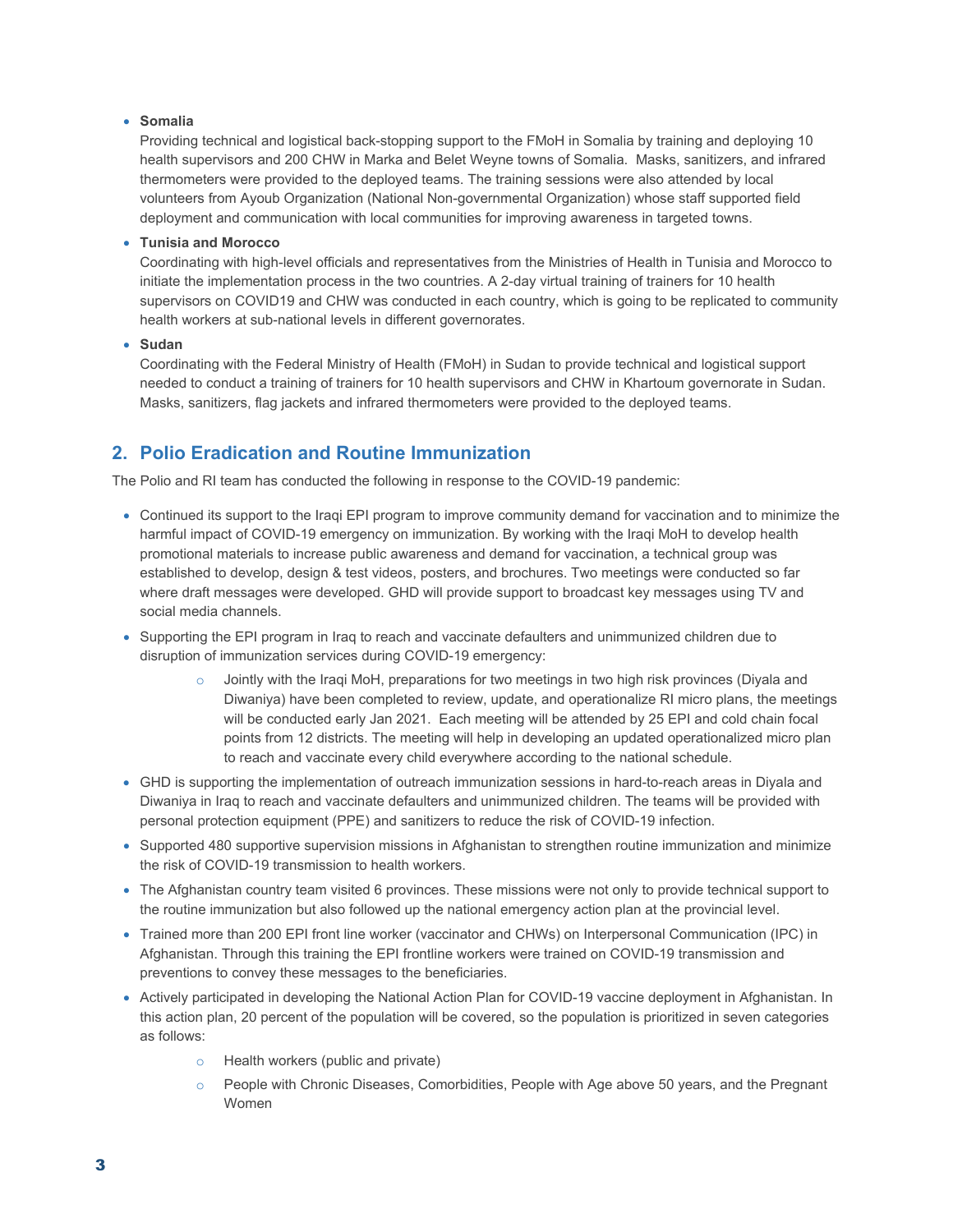- **Somalia**
  Providing technical and logistical back-stopping support to the FMoH in Somalia by training and deploying 10 health supervisors and 200 CHW in Marka and Belet Weyne towns of Somalia. Masks, sanitizers, and infrared thermometers were provided to the deployed teams. The training sessions were also attended by local volunteers from Ayoub Organization (National Non-governmental Organization) whose staff supported field deployment and communication with local communities for improving awareness in targeted towns.
- **Tunisia and Morocco**
  Coordinating with high-level officials and representatives from the Ministries of Health in Tunisia and Morocco to initiate the implementation process in the two countries. A 2-day virtual training of trainers for 10 health supervisors on COVID19 and CHW was conducted in each country, which is going to be replicated to community health workers at sub-national levels in different governorates.
- **Sudan**
  Coordinating with the Federal Ministry of Health (FMoH) in Sudan to provide technical and logistical support needed to conduct a training of trainers for 10 health supervisors and CHW in Khartoum governorate in Sudan. Masks, sanitizers, flag jackets and infrared thermometers were provided to the deployed teams.

## 2. Polio Eradication and Routine Immunization

The Polio and RI team has conducted the following in response to the COVID-19 pandemic:

- Continued its support to the Iraqi EPI program to improve community demand for vaccination and to minimize the harmful impact of COVID-19 emergency on immunization. By working with the Iraqi MoH to develop health promotional materials to increase public awareness and demand for vaccination, a technical group was established to develop, design & test videos, posters, and brochures. Two meetings were conducted so far where draft messages were developed. GHD will provide support to broadcast key messages using TV and social media channels.
- Supporting the EPI program in Iraq to reach and vaccinate defaulters and unimmunized children due to disruption of immunization services during COVID-19 emergency:
  - Jointly with the Iraqi MoH, preparations for two meetings in two high risk provinces (Diyala and Diwaniya) have been completed to review, update, and operationalize RI micro plans, the meetings will be conducted early Jan 2021. Each meeting will be attended by 25 EPI and cold chain focal points from 12 districts. The meeting will help in developing an updated operationalized micro plan to reach and vaccinate every child everywhere according to the national schedule.
- GHD is supporting the implementation of outreach immunization sessions in hard-to-reach areas in Diyala and Diwaniya in Iraq to reach and vaccinate defaulters and unimmunized children. The teams will be provided with personal protection equipment (PPE) and sanitizers to reduce the risk of COVID-19 infection.
- Supported 480 supportive supervision missions in Afghanistan to strengthen routine immunization and minimize the risk of COVID-19 transmission to health workers.
- The Afghanistan country team visited 6 provinces. These missions were not only to provide technical support to the routine immunization but also followed up the national emergency action plan at the provincial level.
- Trained more than 200 EPI front line worker (vaccinator and CHWs) on Interpersonal Communication (IPC) in Afghanistan. Through this training the EPI frontline workers were trained on COVID-19 transmission and preventions to convey these messages to the beneficiaries.
- Actively participated in developing the National Action Plan for COVID-19 vaccine deployment in Afghanistan. In this action plan, 20 percent of the population will be covered, so the population is prioritized in seven categories as follows:
  - Health workers (public and private)
  - People with Chronic Diseases, Comorbidities, People with Age above 50 years, and the Pregnant Women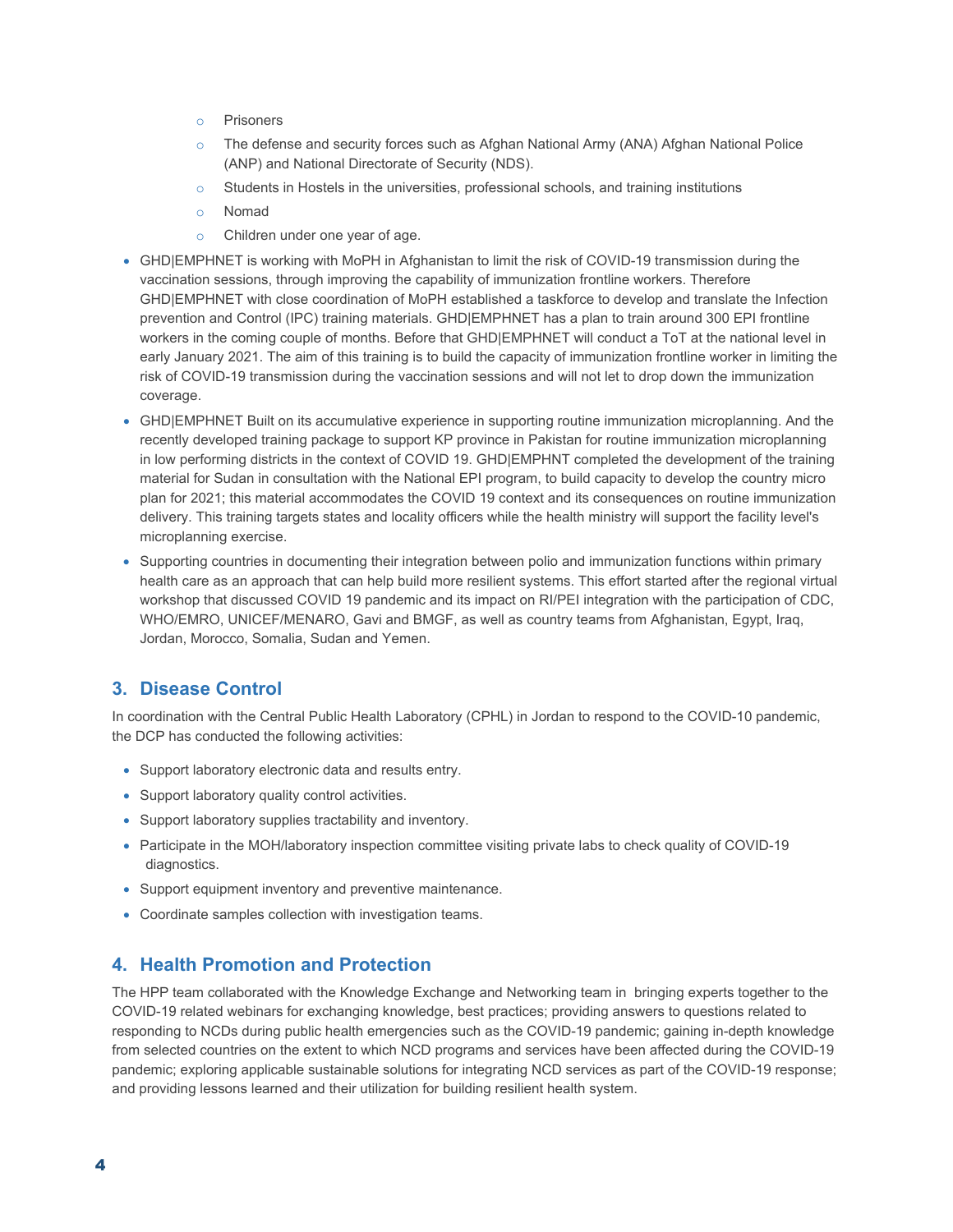- Prisoners
  - The defense and security forces such as Afghan National Army (ANA) Afghan National Police (ANP) and National Directorate of Security (NDS).
  - Students in Hostels in the universities, professional schools, and training institutions
  - Nomad
  - Children under one year of age.
- GHD|EMPHNET is working with MoPH in Afghanistan to limit the risk of COVID-19 transmission during the vaccination sessions, through improving the capability of immunization frontline workers. Therefore GHD|EMPHNET with close coordination of MoPH established a taskforce to develop and translate the Infection prevention and Control (IPC) training materials. GHD|EMPHNET has a plan to train around 300 EPI frontline workers in the coming couple of months. Before that GHD|EMPHNET will conduct a ToT at the national level in early January 2021. The aim of this training is to build the capacity of immunization frontline worker in limiting the risk of COVID-19 transmission during the vaccination sessions and will not let to drop down the immunization coverage.
- GHD|EMPHNET Built on its accumulative experience in supporting routine immunization microplanning. And the recently developed training package to support KP province in Pakistan for routine immunization microplanning in low performing districts in the context of COVID 19. GHD|EMPHNT completed the development of the training material for Sudan in consultation with the National EPI program, to build capacity to develop the country micro plan for 2021; this material accommodates the COVID 19 context and its consequences on routine immunization delivery. This training targets states and locality officers while the health ministry will support the facility level's microplanning exercise.
- Supporting countries in documenting their integration between polio and immunization functions within primary health care as an approach that can help build more resilient systems. This effort started after the regional virtual workshop that discussed COVID 19 pandemic and its impact on RI/PEI integration with the participation of CDC, WHO/EMRO, UNICEF/MENARO, Gavi and BMGF, as well as country teams from Afghanistan, Egypt, Iraq, Jordan, Morocco, Somalia, Sudan and Yemen.

## 3. Disease Control

In coordination with the Central Public Health Laboratory (CPHL) in Jordan to respond to the COVID-10 pandemic, the DCP has conducted the following activities:

- Support laboratory electronic data and results entry.
- Support laboratory quality control activities.
- Support laboratory supplies tractability and inventory.
- Participate in the MOH/laboratory inspection committee visiting private labs to check quality of COVID-19 diagnostics.
- Support equipment inventory and preventive maintenance.
- Coordinate samples collection with investigation teams.

## 4. Health Promotion and Protection

The HPP team collaborated with the Knowledge Exchange and Networking team in bringing experts together to the COVID-19 related webinars for exchanging knowledge, best practices; providing answers to questions related to responding to NCDs during public health emergencies such as the COVID-19 pandemic; gaining in-depth knowledge from selected countries on the extent to which NCD programs and services have been affected during the COVID-19 pandemic; exploring applicable sustainable solutions for integrating NCD services as part of the COVID-19 response; and providing lessons learned and their utilization for building resilient health system.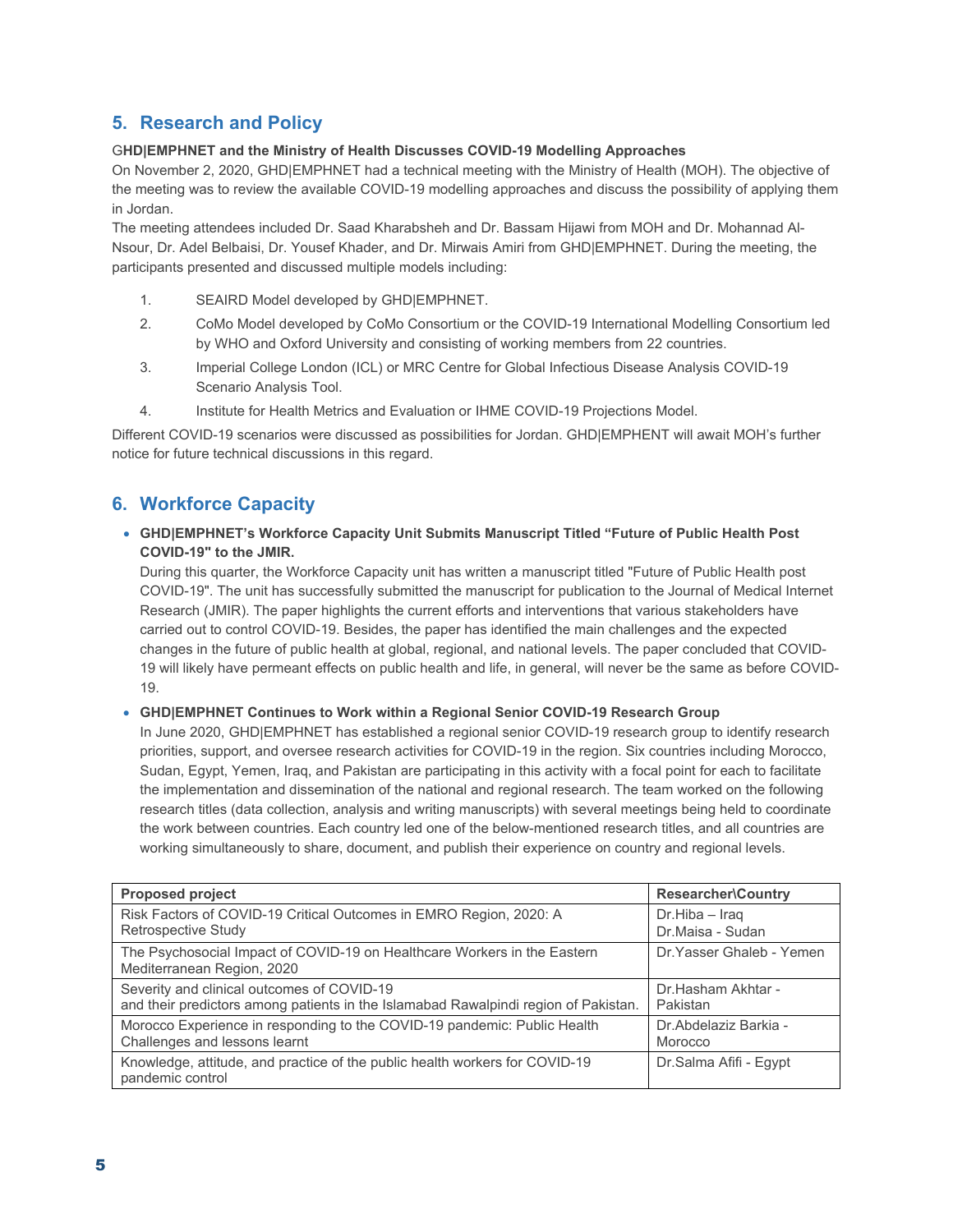## 5. Research and Policy

**GHD|EMPHNET and the Ministry of Health Discusses COVID-19 Modelling Approaches**

On November 2, 2020, GHD|EMPHNET had a technical meeting with the Ministry of Health (MOH). The objective of the meeting was to review the available COVID-19 modelling approaches and discuss the possibility of applying them in Jordan.

The meeting attendees included Dr. Saad Kharabsheh and Dr. Bassam Hijawi from MOH and Dr. Mohannad Al-Nsour, Dr. Adel Belbaisi, Dr. Yousef Khader, and Dr. Mirwais Amiri from GHD|EMPHNET. During the meeting, the participants presented and discussed multiple models including:

1. SEAIRD Model developed by GHD|EMPHNET.
2. CoMo Model developed by CoMo Consortium or the COVID-19 International Modelling Consortium led by WHO and Oxford University and consisting of working members from 22 countries.
3. Imperial College London (ICL) or MRC Centre for Global Infectious Disease Analysis COVID-19 Scenario Analysis Tool.
4. Institute for Health Metrics and Evaluation or IHME COVID-19 Projections Model.

Different COVID-19 scenarios were discussed as possibilities for Jordan. GHD|EMPHENT will await MOH's further notice for future technical discussions in this regard.

## 6. Workforce Capacity

- **GHD|EMPHNET's Workforce Capacity Unit Submits Manuscript Titled "Future of Public Health Post COVID-19" to the JMIR.**

  During this quarter, the Workforce Capacity unit has written a manuscript titled "Future of Public Health post COVID-19". The unit has successfully submitted the manuscript for publication to the Journal of Medical Internet Research (JMIR). The paper highlights the current efforts and interventions that various stakeholders have carried out to control COVID-19. Besides, the paper has identified the main challenges and the expected changes in the future of public health at global, regional, and national levels. The paper concluded that COVID-19 will likely have permeant effects on public health and life, in general, will never be the same as before COVID-19.

- **GHD|EMPHNET Continues to Work within a Regional Senior COVID-19 Research Group**

  In June 2020, GHD|EMPHNET has established a regional senior COVID-19 research group to identify research priorities, support, and oversee research activities for COVID-19 in the region. Six countries including Morocco, Sudan, Egypt, Yemen, Iraq, and Pakistan are participating in this activity with a focal point for each to facilitate the implementation and dissemination of the national and regional research. The team worked on the following research titles (data collection, analysis and writing manuscripts) with several meetings being held to coordinate the work between countries. Each country led one of the below-mentioned research titles, and all countries are working simultaneously to share, document, and publish their experience on country and regional levels.

| Proposed project | Researcher\Country |
|---|---|
| Risk Factors of COVID-19 Critical Outcomes in EMRO Region, 2020: A Retrospective Study | Dr.Hiba – Iraq<br>Dr.Maisa - Sudan |
| The Psychosocial Impact of COVID-19 on Healthcare Workers in the Eastern Mediterranean Region, 2020 | Dr.Yasser Ghaleb - Yemen |
| Severity and clinical outcomes of COVID-19 and their predictors among patients in the Islamabad Rawalpindi region of Pakistan. | Dr.Hasham Akhtar - Pakistan |
| Morocco Experience in responding to the COVID-19 pandemic: Public Health Challenges and lessons learnt | Dr.Abdelaziz Barkia - Morocco |
| Knowledge, attitude, and practice of the public health workers for COVID-19 pandemic control | Dr.Salma Afifi - Egypt |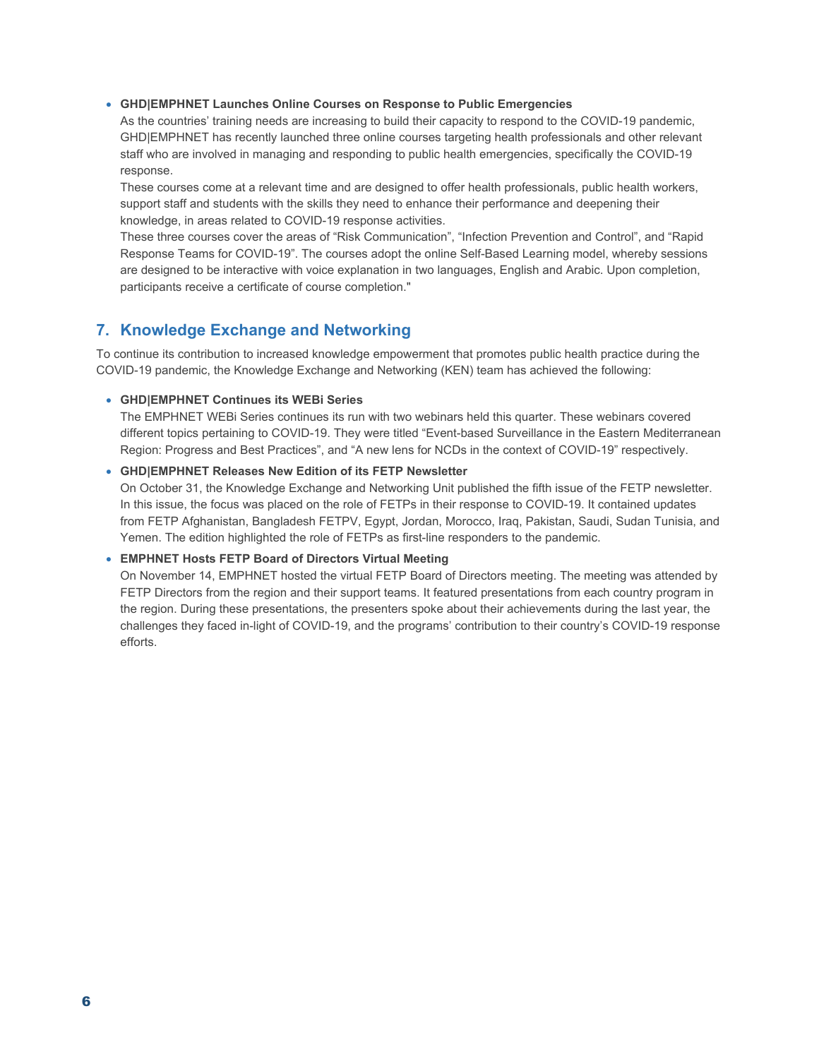- **GHD|EMPHNET Launches Online Courses on Response to Public Emergencies**
  As the countries' training needs are increasing to build their capacity to respond to the COVID-19 pandemic, GHD|EMPHNET has recently launched three online courses targeting health professionals and other relevant staff who are involved in managing and responding to public health emergencies, specifically the COVID-19 response.
  These courses come at a relevant time and are designed to offer health professionals, public health workers, support staff and students with the skills they need to enhance their performance and deepening their knowledge, in areas related to COVID-19 response activities.
  These three courses cover the areas of "Risk Communication", "Infection Prevention and Control", and "Rapid Response Teams for COVID-19". The courses adopt the online Self-Based Learning model, whereby sessions are designed to be interactive with voice explanation in two languages, English and Arabic. Upon completion, participants receive a certificate of course completion."

## 7. Knowledge Exchange and Networking

To continue its contribution to increased knowledge empowerment that promotes public health practice during the COVID-19 pandemic, the Knowledge Exchange and Networking (KEN) team has achieved the following:

- **GHD|EMPHNET Continues its WEBi Series**
  The EMPHNET WEBi Series continues its run with two webinars held this quarter. These webinars covered different topics pertaining to COVID-19. They were titled "Event-based Surveillance in the Eastern Mediterranean Region: Progress and Best Practices", and "A new lens for NCDs in the context of COVID-19" respectively.
- **GHD|EMPHNET Releases New Edition of its FETP Newsletter**
  On October 31, the Knowledge Exchange and Networking Unit published the fifth issue of the FETP newsletter. In this issue, the focus was placed on the role of FETPs in their response to COVID-19. It contained updates from FETP Afghanistan, Bangladesh FETPV, Egypt, Jordan, Morocco, Iraq, Pakistan, Saudi, Sudan Tunisia, and Yemen. The edition highlighted the role of FETPs as first-line responders to the pandemic.
- **EMPHNET Hosts FETP Board of Directors Virtual Meeting**
  On November 14, EMPHNET hosted the virtual FETP Board of Directors meeting. The meeting was attended by FETP Directors from the region and their support teams. It featured presentations from each country program in the region. During these presentations, the presenters spoke about their achievements during the last year, the challenges they faced in-light of COVID-19, and the programs' contribution to their country's COVID-19 response efforts.